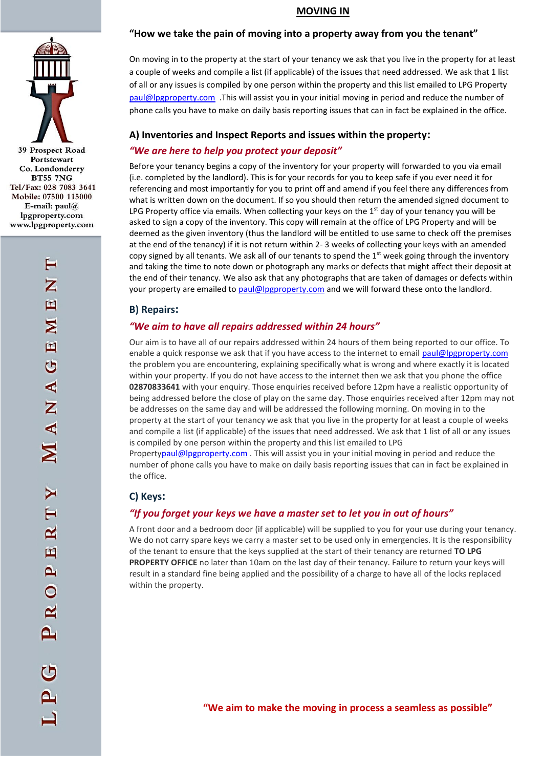39 Prospect Road
Portstewart
Co. Londonderry
BT55 7NG
Tel/Fax: 028 7083 3641
Mobile: 07500 115000
E-mail: paul@lpgproperty.com
www.lpgproperty.com

LPG PROPERTY MANAGEMENT

# MOVING IN

## "How we take the pain of moving into a property away from you the tenant"

On moving in to the property at the start of your tenancy we ask that you live in the property for at least a couple of weeks and compile a list (if applicable) of the issues that need addressed. We ask that 1 list of all or any issues is compiled by one person within the property and this list emailed to LPG Property paul@lpgproperty.com .This will assist you in your initial moving in period and reduce the number of phone calls you have to make on daily basis reporting issues that can in fact be explained in the office.

## A) Inventories and Inspect Reports and issues within the property:

### *"We are here to help you protect your deposit"*

Before your tenancy begins a copy of the inventory for your property will forwarded to you via email (i.e. completed by the landlord). This is for your records for you to keep safe if you ever need it for referencing and most importantly for you to print off and amend if you feel there any differences from what is written down on the document. If so you should then return the amended signed document to LPG Property office via emails. When collecting your keys on the 1st day of your tenancy you will be asked to sign a copy of the inventory. This copy will remain at the office of LPG Property and will be deemed as the given inventory (thus the landlord will be entitled to use same to check off the premises at the end of the tenancy) if it is not return within 2- 3 weeks of collecting your keys with an amended copy signed by all tenants. We ask all of our tenants to spend the 1st week going through the inventory and taking the time to note down or photograph any marks or defects that might affect their deposit at the end of their tenancy. We also ask that any photographs that are taken of damages or defects within your property are emailed to paul@lpgproperty.com and we will forward these onto the landlord.

## B) Repairs:

### *"We aim to have all repairs addressed within 24 hours"*

Our aim is to have all of our repairs addressed within 24 hours of them being reported to our office. To enable a quick response we ask that if you have access to the internet to email paul@lpgproperty.com the problem you are encountering, explaining specifically what is wrong and where exactly it is located within your property. If you do not have access to the internet then we ask that you phone the office **02870833641** with your enquiry. Those enquiries received before 12pm have a realistic opportunity of being addressed before the close of play on the same day. Those enquiries received after 12pm may not be addresses on the same day and will be addressed the following morning. On moving in to the property at the start of your tenancy we ask that you live in the property for at least a couple of weeks and compile a list (if applicable) of the issues that need addressed. We ask that 1 list of all or any issues is compiled by one person within the property and this list emailed to LPG Propertypaul@lpgproperty.com . This will assist you in your initial moving in period and reduce the number of phone calls you have to make on daily basis reporting issues that can in fact be explained in the office.

## C) Keys:

### *"If you forget your keys we have a master set to let you in out of hours"*

A front door and a bedroom door (if applicable) will be supplied to you for your use during your tenancy. We do not carry spare keys we carry a master set to be used only in emergencies. It is the responsibility of the tenant to ensure that the keys supplied at the start of their tenancy are returned **TO LPG PROPERTY OFFICE** no later than 10am on the last day of their tenancy. Failure to return your keys will result in a standard fine being applied and the possibility of a charge to have all of the locks replaced within the property.

**"We aim to make the moving in process a seamless as possible"**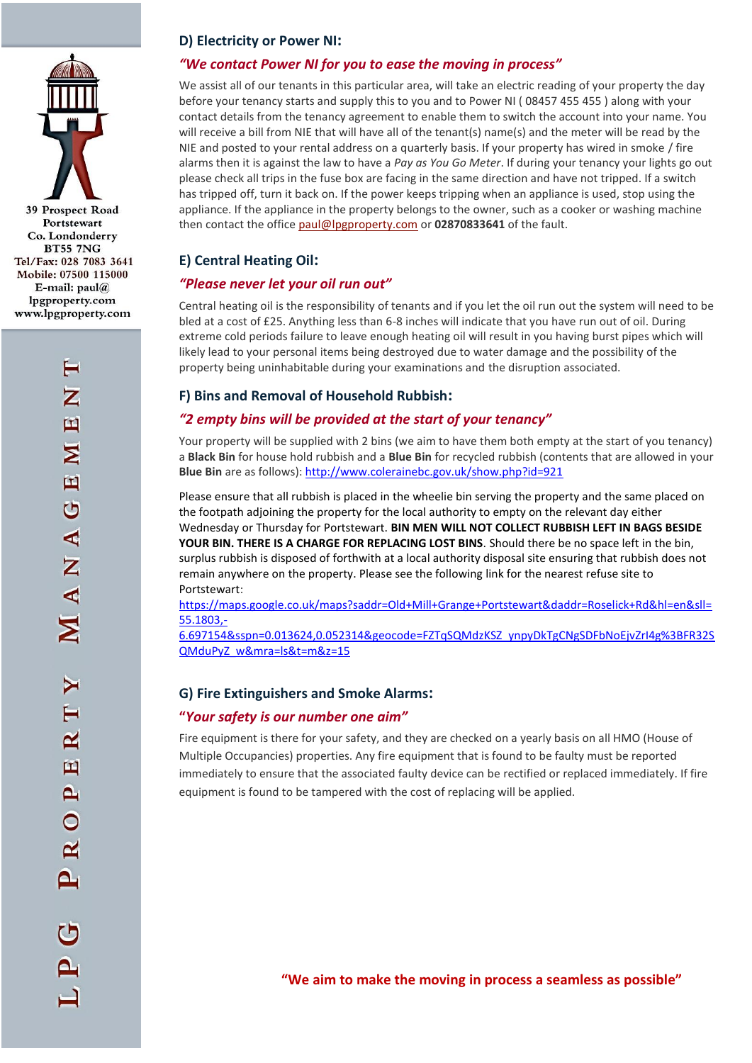39 Prospect Road
Portstewart
Co. Londonderry
BT55 7NG
Tel/Fax: 028 7083 3641
Mobile: 07500 115000
E-mail: paul@lpgproperty.com
www.lpgproperty.com

LPG PROPERTY MANAGEMENT

## D) Electricity or Power NI:

### *"We contact Power NI for you to ease the moving in process"*

We assist all of our tenants in this particular area, will take an electric reading of your property the day before your tenancy starts and supply this to you and to Power NI ( 08457 455 455 ) along with your contact details from the tenancy agreement to enable them to switch the account into your name. You will receive a bill from NIE that will have all of the tenant(s) name(s) and the meter will be read by the NIE and posted to your rental address on a quarterly basis. If your property has wired in smoke / fire alarms then it is against the law to have a *Pay as You Go Meter*. If during your tenancy your lights go out please check all trips in the fuse box are facing in the same direction and have not tripped. If a switch has tripped off, turn it back on. If the power keeps tripping when an appliance is used, stop using the appliance. If the appliance in the property belongs to the owner, such as a cooker or washing machine then contact the office paul@lpgproperty.com or **02870833641** of the fault.

## E) Central Heating Oil:

### *"Please never let your oil run out"*

Central heating oil is the responsibility of tenants and if you let the oil run out the system will need to be bled at a cost of £25. Anything less than 6-8 inches will indicate that you have run out of oil. During extreme cold periods failure to leave enough heating oil will result in you having burst pipes which will likely lead to your personal items being destroyed due to water damage and the possibility of the property being uninhabitable during your examinations and the disruption associated.

## F) Bins and Removal of Household Rubbish:

### *"2 empty bins will be provided at the start of your tenancy"*

Your property will be supplied with 2 bins (we aim to have them both empty at the start of you tenancy) a **Black Bin** for house hold rubbish and a **Blue Bin** for recycled rubbish (contents that are allowed in your **Blue Bin** are as follows): http://www.colerainebc.gov.uk/show.php?id=921

Please ensure that all rubbish is placed in the wheelie bin serving the property and the same placed on the footpath adjoining the property for the local authority to empty on the relevant day either Wednesday or Thursday for Portstewart. **BIN MEN WILL NOT COLLECT RUBBISH LEFT IN BAGS BESIDE YOUR BIN. THERE IS A CHARGE FOR REPLACING LOST BINS**. Should there be no space left in the bin, surplus rubbish is disposed of forthwith at a local authority disposal site ensuring that rubbish does not remain anywhere on the property. Please see the following link for the nearest refuse site to Portstewart:
https://maps.google.co.uk/maps?saddr=Old+Mill+Grange+Portstewart&daddr=Roselick+Rd&hl=en&sll=55.1803,-6.697154&sspn=0.013624,0.052314&geocode=FZTqSQMdzKSZ_ynpyDkTgCNgSDFbNoEjvZrI4g%3BFR32SQMduPyZ_w&mra=ls&t=m&z=15

## G) Fire Extinguishers and Smoke Alarms:

### *"Your safety is our number one aim"*

Fire equipment is there for your safety, and they are checked on a yearly basis on all HMO (House of Multiple Occupancies) properties. Any fire equipment that is found to be faulty must be reported immediately to ensure that the associated faulty device can be rectified or replaced immediately. If fire equipment is found to be tampered with the cost of replacing will be applied.

**"We aim to make the moving in process a seamless as possible"**